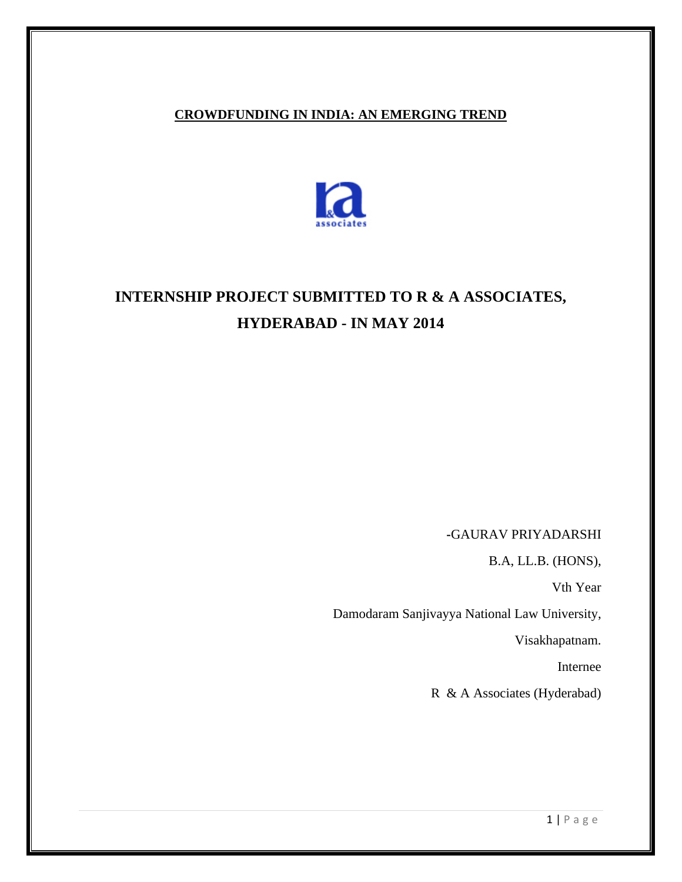**CROWDFUNDING IN INDIA: AN EMERGING TREND**

# INTERNSHIP PROJECT SUBMITTED TO R & A ASSOCIATES, HYDERABAD - IN MAY 2014

-GAURAV PRIYADARSHI

B.A, LL.B. (HONS),

Vth Year

Damodaram Sanjivayya National Law University,

Visakhapatnam.

Internee

R & A Associates (Hyderabad)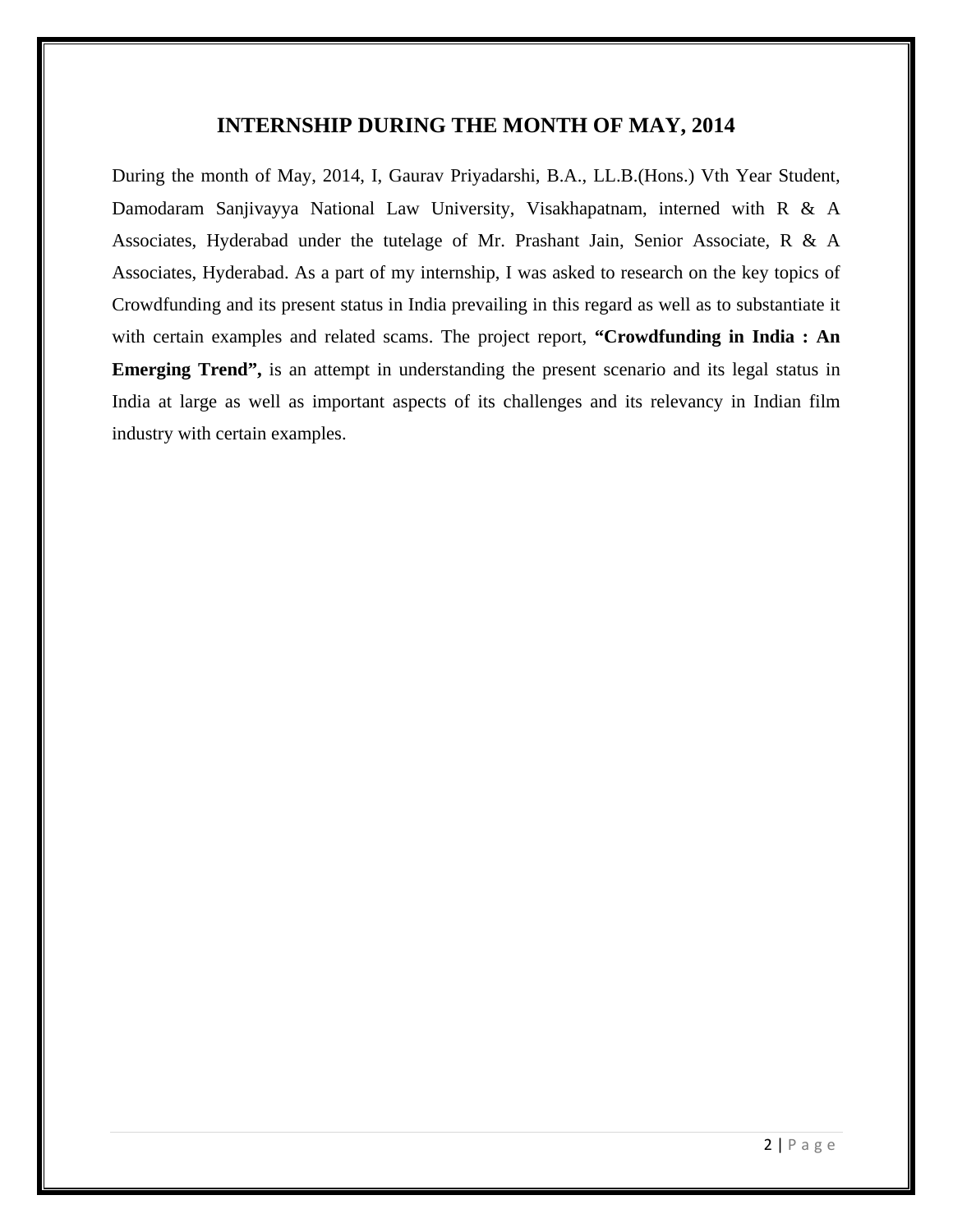# INTERNSHIP DURING THE MONTH OF MAY, 2014

During the month of May, 2014, I, Gaurav Priyadarshi, B.A., LL.B.(Hons.) Vth Year Student, Damodaram Sanjivayya National Law University, Visakhapatnam, interned with R & A Associates, Hyderabad under the tutelage of Mr. Prashant Jain, Senior Associate, R & A Associates, Hyderabad. As a part of my internship, I was asked to research on the key topics of Crowdfunding and its present status in India prevailing in this regard as well as to substantiate it with certain examples and related scams. The project report, **"Crowdfunding in India : An Emerging Trend",** is an attempt in understanding the present scenario and its legal status in India at large as well as important aspects of its challenges and its relevancy in Indian film industry with certain examples.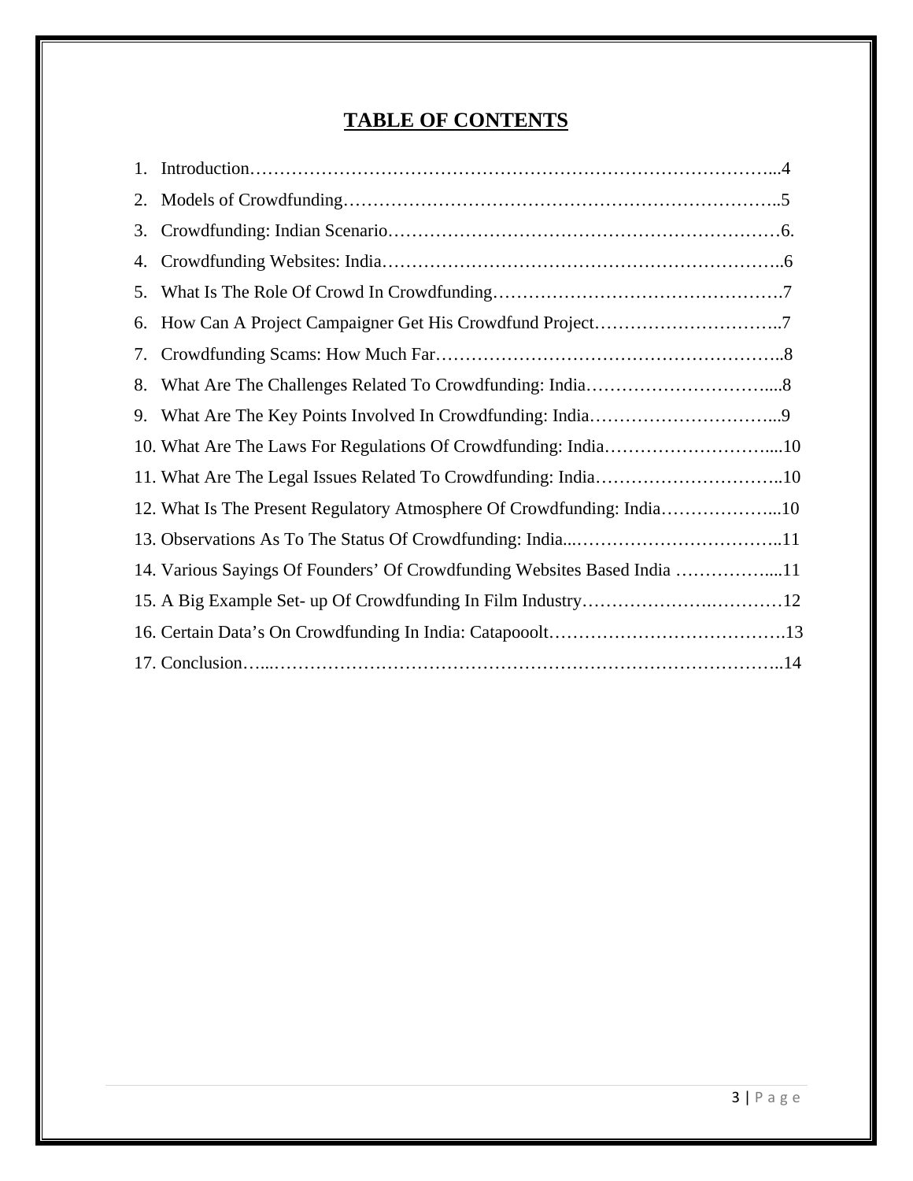# TABLE OF CONTENTS

1. Introduction……………………………………………………………………………...4
2. Models of Crowdfunding………………………………………………………………..5
3. Crowdfunding: Indian Scenario…………………………………………………………6.
4. Crowdfunding Websites: India…………………………………………………………..6
5. What Is The Role Of Crowd In Crowdfunding………………………………………….7
6. How Can A Project Campaigner Get His Crowdfund Project…………………………..7
7. Crowdfunding Scams: How Much Far…………………………………………………..8
8. What Are The Challenges Related To Crowdfunding: India…………………………....8
9. What Are The Key Points Involved In Crowdfunding: India…………………………...9
10. What Are The Laws For Regulations Of Crowdfunding: India………………………....10
11. What Are The Legal Issues Related To Crowdfunding: India…………………………..10
12. What Is The Present Regulatory Atmosphere Of Crowdfunding: India………………...10
13. Observations As To The Status Of Crowdfunding: India...……………………………..11
14. Various Sayings Of Founders' Of Crowdfunding Websites Based India ……………....11
15. A Big Example Set- up Of Crowdfunding In Film Industry……………….…………12
16. Certain Data's On Crowdfunding In India: Catapooolt………………………………….13
17. Conclusion…...……………………………………………………………………………..14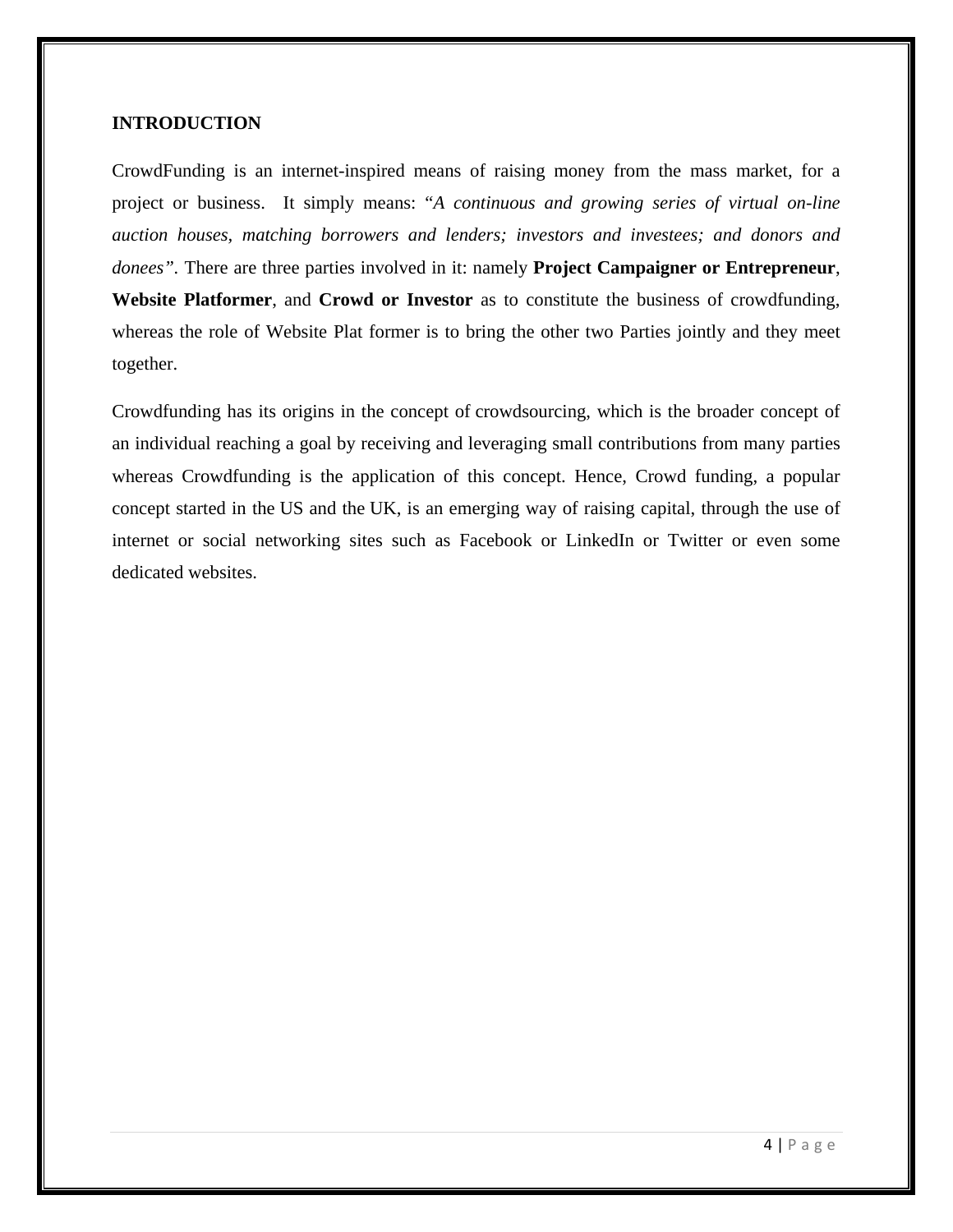## INTRODUCTION

CrowdFunding is an internet-inspired means of raising money from the mass market, for a project or business. It simply means: "*A continuous and growing series of virtual on-line auction houses, matching borrowers and lenders; investors and investees; and donors and donees"*. There are three parties involved in it: namely **Project Campaigner or Entrepreneur**, **Website Platformer**, and **Crowd or Investor** as to constitute the business of crowdfunding, whereas the role of Website Plat former is to bring the other two Parties jointly and they meet together.

Crowdfunding has its origins in the concept of crowdsourcing, which is the broader concept of an individual reaching a goal by receiving and leveraging small contributions from many parties whereas Crowdfunding is the application of this concept. Hence, Crowd funding, a popular concept started in the US and the UK, is an emerging way of raising capital, through the use of internet or social networking sites such as Facebook or LinkedIn or Twitter or even some dedicated websites.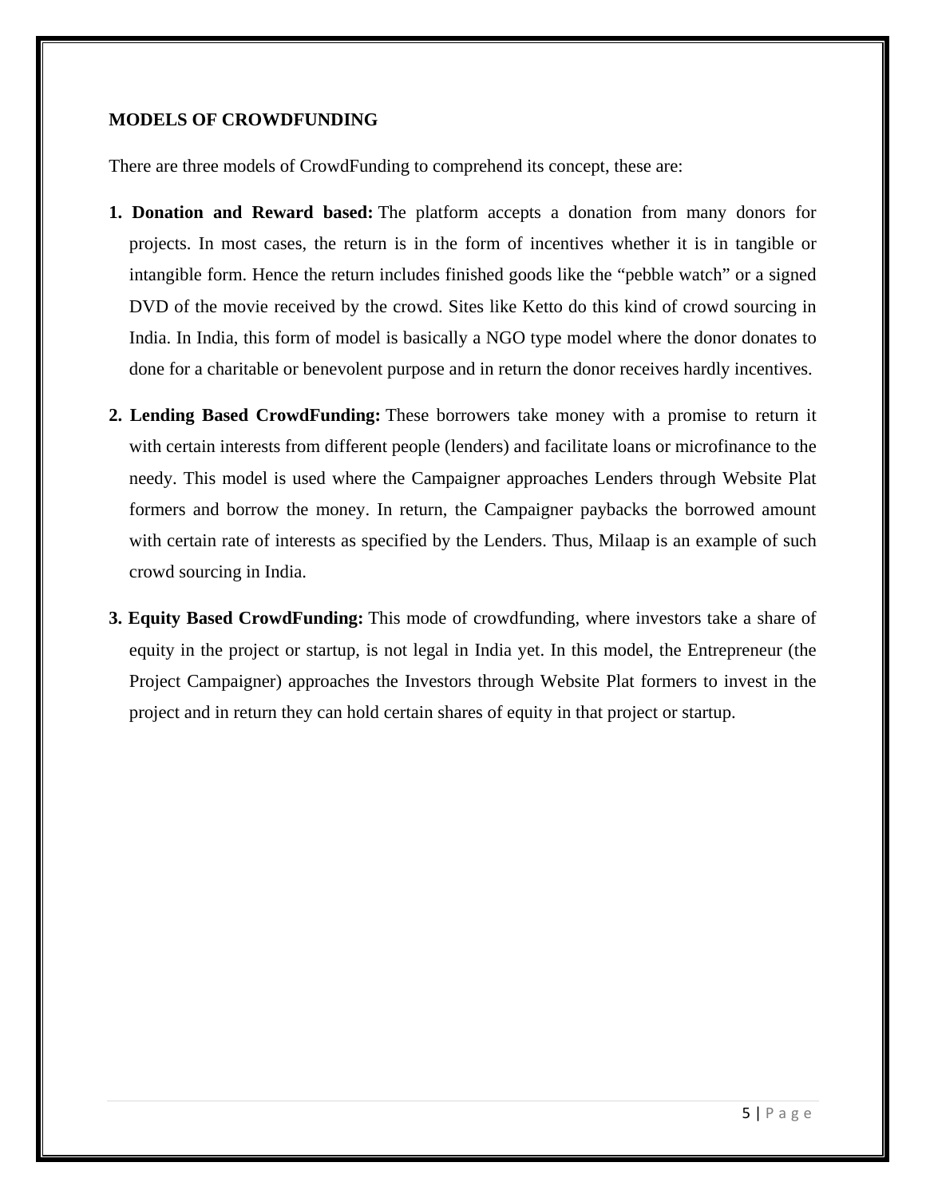**MODELS OF CROWDFUNDING**

There are three models of CrowdFunding to comprehend its concept, these are:

1. **Donation and Reward based:** The platform accepts a donation from many donors for projects. In most cases, the return is in the form of incentives whether it is in tangible or intangible form. Hence the return includes finished goods like the "pebble watch" or a signed DVD of the movie received by the crowd. Sites like Ketto do this kind of crowd sourcing in India. In India, this form of model is basically a NGO type model where the donor donates to done for a charitable or benevolent purpose and in return the donor receives hardly incentives.

2. **Lending Based CrowdFunding:** These borrowers take money with a promise to return it with certain interests from different people (lenders) and facilitate loans or microfinance to the needy. This model is used where the Campaigner approaches Lenders through Website Plat formers and borrow the money. In return, the Campaigner paybacks the borrowed amount with certain rate of interests as specified by the Lenders. Thus, Milaap is an example of such crowd sourcing in India.

3. **Equity Based CrowdFunding:** This mode of crowdfunding, where investors take a share of equity in the project or startup, is not legal in India yet. In this model, the Entrepreneur (the Project Campaigner) approaches the Investors through Website Plat formers to invest in the project and in return they can hold certain shares of equity in that project or startup.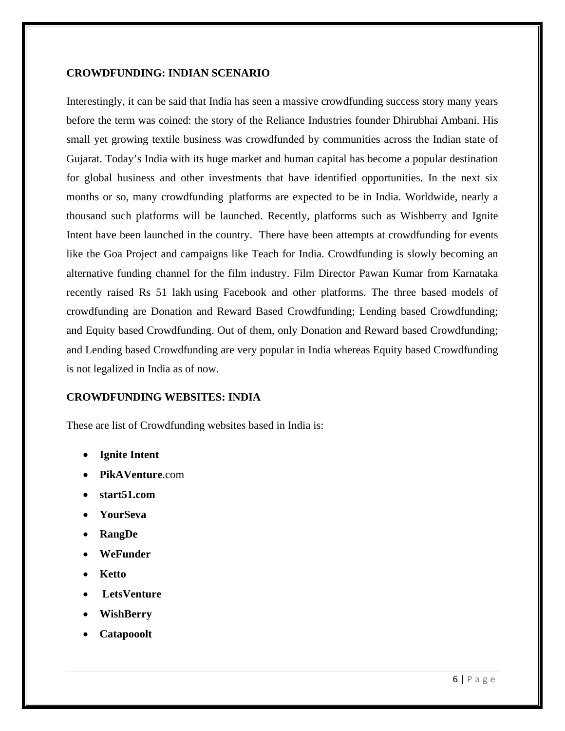**CROWDFUNDING: INDIAN SCENARIO**

Interestingly, it can be said that India has seen a massive crowdfunding success story many years before the term was coined: the story of the Reliance Industries founder Dhirubhai Ambani. His small yet growing textile business was crowdfunded by communities across the Indian state of Gujarat. Today's India with its huge market and human capital has become a popular destination for global business and other investments that have identified opportunities. In the next six months or so, many crowdfunding platforms are expected to be in India. Worldwide, nearly a thousand such platforms will be launched. Recently, platforms such as Wishberry and Ignite Intent have been launched in the country. There have been attempts at crowdfunding for events like the Goa Project and campaigns like Teach for India. Crowdfunding is slowly becoming an alternative funding channel for the film industry. Film Director Pawan Kumar from Karnataka recently raised Rs 51 lakh using Facebook and other platforms. The three based models of crowdfunding are Donation and Reward Based Crowdfunding; Lending based Crowdfunding; and Equity based Crowdfunding. Out of them, only Donation and Reward based Crowdfunding; and Lending based Crowdfunding are very popular in India whereas Equity based Crowdfunding is not legalized in India as of now.

**CROWDFUNDING WEBSITES: INDIA**

These are list of Crowdfunding websites based in India is:

- **Ignite Intent**
- **PikAVenture**.com
- **start51.com**
- **YourSeva**
- **RangDe**
- **WeFunder**
- **Ketto**
- **LetsVenture**
- **WishBerry**
- **Catapooolt**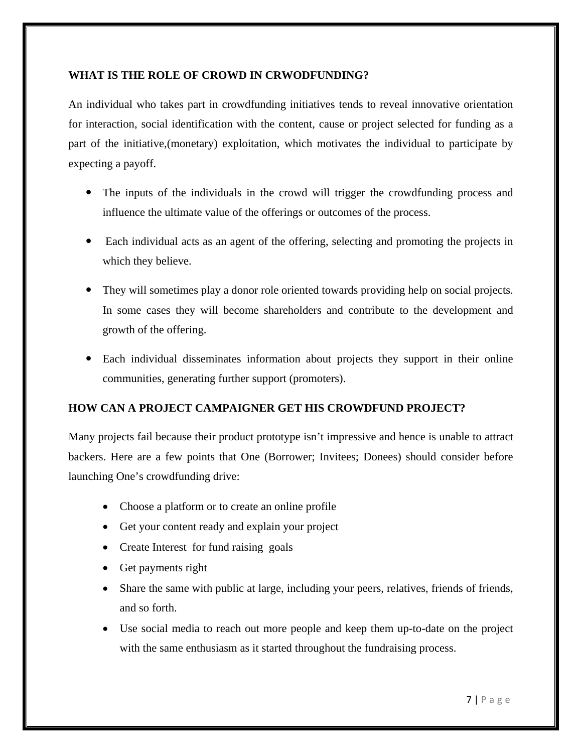**WHAT IS THE ROLE OF CROWD IN CRWODFUNDING?**

An individual who takes part in crowdfunding initiatives tends to reveal innovative orientation for interaction, social identification with the content, cause or project selected for funding as a part of the initiative,(monetary) exploitation, which motivates the individual to participate by expecting a payoff.

- The inputs of the individuals in the crowd will trigger the crowdfunding process and influence the ultimate value of the offerings or outcomes of the process.
- Each individual acts as an agent of the offering, selecting and promoting the projects in which they believe.
- They will sometimes play a donor role oriented towards providing help on social projects. In some cases they will become shareholders and contribute to the development and growth of the offering.
- Each individual disseminates information about projects they support in their online communities, generating further support (promoters).

**HOW CAN A PROJECT CAMPAIGNER GET HIS CROWDFUND PROJECT?**

Many projects fail because their product prototype isn't impressive and hence is unable to attract backers. Here are a few points that One (Borrower; Invitees; Donees) should consider before launching One's crowdfunding drive:

- Choose a platform or to create an online profile
- Get your content ready and explain your project
- Create Interest for fund raising goals
- Get payments right
- Share the same with public at large, including your peers, relatives, friends of friends, and so forth.
- Use social media to reach out more people and keep them up-to-date on the project with the same enthusiasm as it started throughout the fundraising process.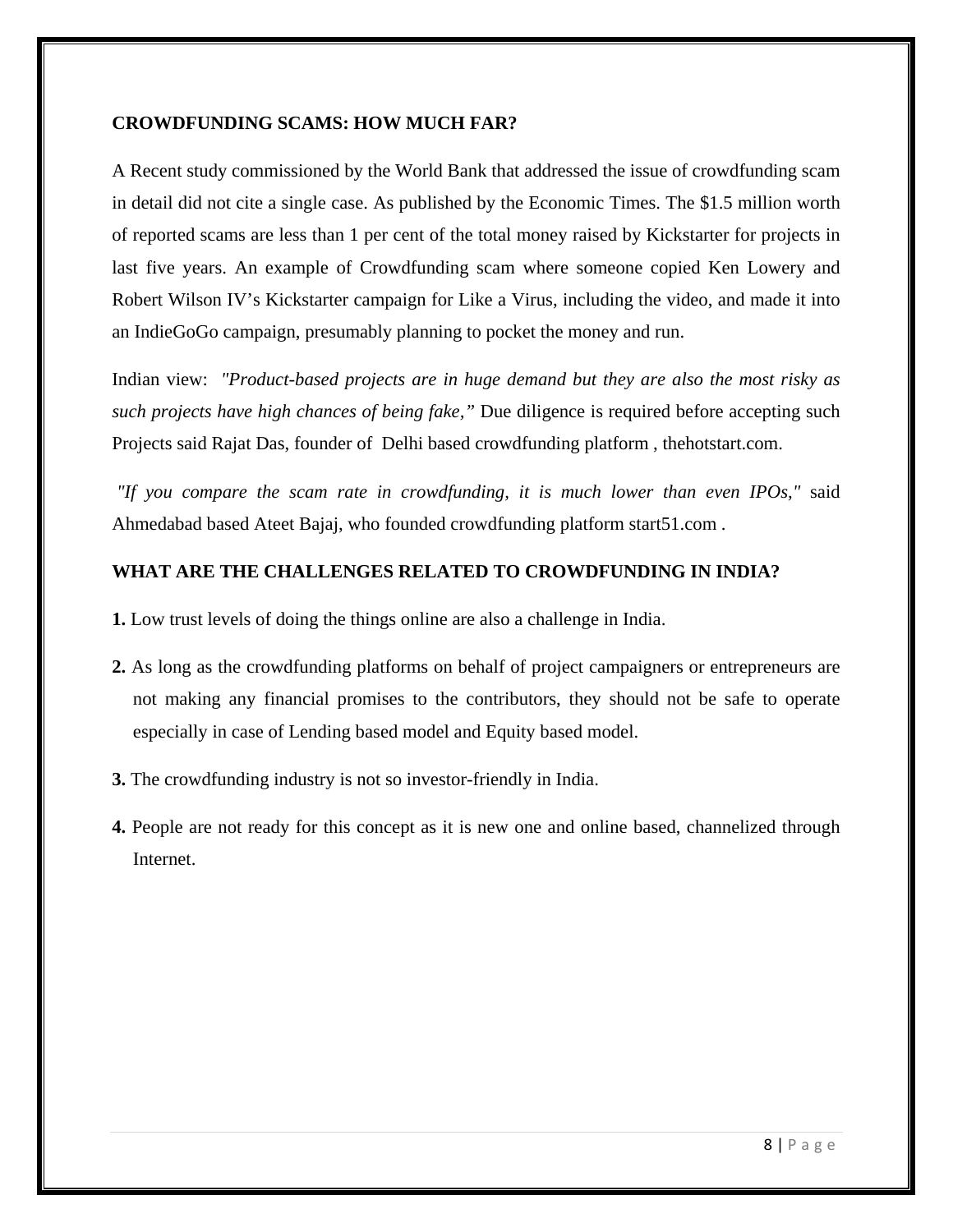## CROWDFUNDING SCAMS: HOW MUCH FAR?

A Recent study commissioned by the World Bank that addressed the issue of crowdfunding scam in detail did not cite a single case. As published by the Economic Times. The $1.5 million worth of reported scams are less than 1 per cent of the total money raised by Kickstarter for projects in last five years. An example of Crowdfunding scam where someone copied Ken Lowery and Robert Wilson IV's Kickstarter campaign for Like a Virus, including the video, and made it into an IndieGoGo campaign, presumably planning to pocket the money and run.

Indian view: *"Product-based projects are in huge demand but they are also the most risky as such projects have high chances of being fake,"* Due diligence is required before accepting such Projects said Rajat Das, founder of Delhi based crowdfunding platform , thehotstart.com.

*"If you compare the scam rate in crowdfunding, it is much lower than even IPOs,"* said Ahmedabad based Ateet Bajaj, who founded crowdfunding platform start51.com .

## WHAT ARE THE CHALLENGES RELATED TO CROWDFUNDING IN INDIA?

**1.** Low trust levels of doing the things online are also a challenge in India.

**2.** As long as the crowdfunding platforms on behalf of project campaigners or entrepreneurs are not making any financial promises to the contributors, they should not be safe to operate especially in case of Lending based model and Equity based model.

**3.** The crowdfunding industry is not so investor-friendly in India.

**4.** People are not ready for this concept as it is new one and online based, channelized through Internet.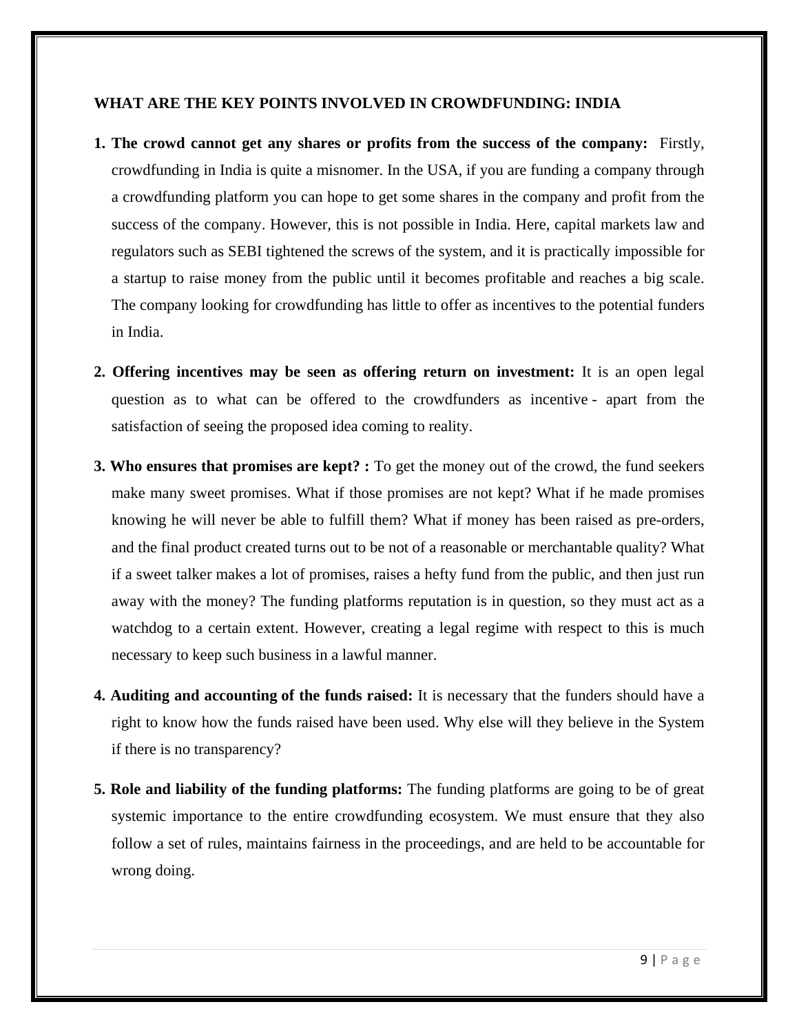## WHAT ARE THE KEY POINTS INVOLVED IN CROWDFUNDING: INDIA

1. **The crowd cannot get any shares or profits from the success of the company:** Firstly, crowdfunding in India is quite a misnomer. In the USA, if you are funding a company through a crowdfunding platform you can hope to get some shares in the company and profit from the success of the company. However, this is not possible in India. Here, capital markets law and regulators such as SEBI tightened the screws of the system, and it is practically impossible for a startup to raise money from the public until it becomes profitable and reaches a big scale. The company looking for crowdfunding has little to offer as incentives to the potential funders in India.

2. **Offering incentives may be seen as offering return on investment:** It is an open legal question as to what can be offered to the crowdfunders as incentive - apart from the satisfaction of seeing the proposed idea coming to reality.

3. **Who ensures that promises are kept? :** To get the money out of the crowd, the fund seekers make many sweet promises. What if those promises are not kept? What if he made promises knowing he will never be able to fulfill them? What if money has been raised as pre-orders, and the final product created turns out to be not of a reasonable or merchantable quality? What if a sweet talker makes a lot of promises, raises a hefty fund from the public, and then just run away with the money? The funding platforms reputation is in question, so they must act as a watchdog to a certain extent. However, creating a legal regime with respect to this is much necessary to keep such business in a lawful manner.

4. **Auditing and accounting of the funds raised:** It is necessary that the funders should have a right to know how the funds raised have been used. Why else will they believe in the System if there is no transparency?

5. **Role and liability of the funding platforms:** The funding platforms are going to be of great systemic importance to the entire crowdfunding ecosystem. We must ensure that they also follow a set of rules, maintains fairness in the proceedings, and are held to be accountable for wrong doing.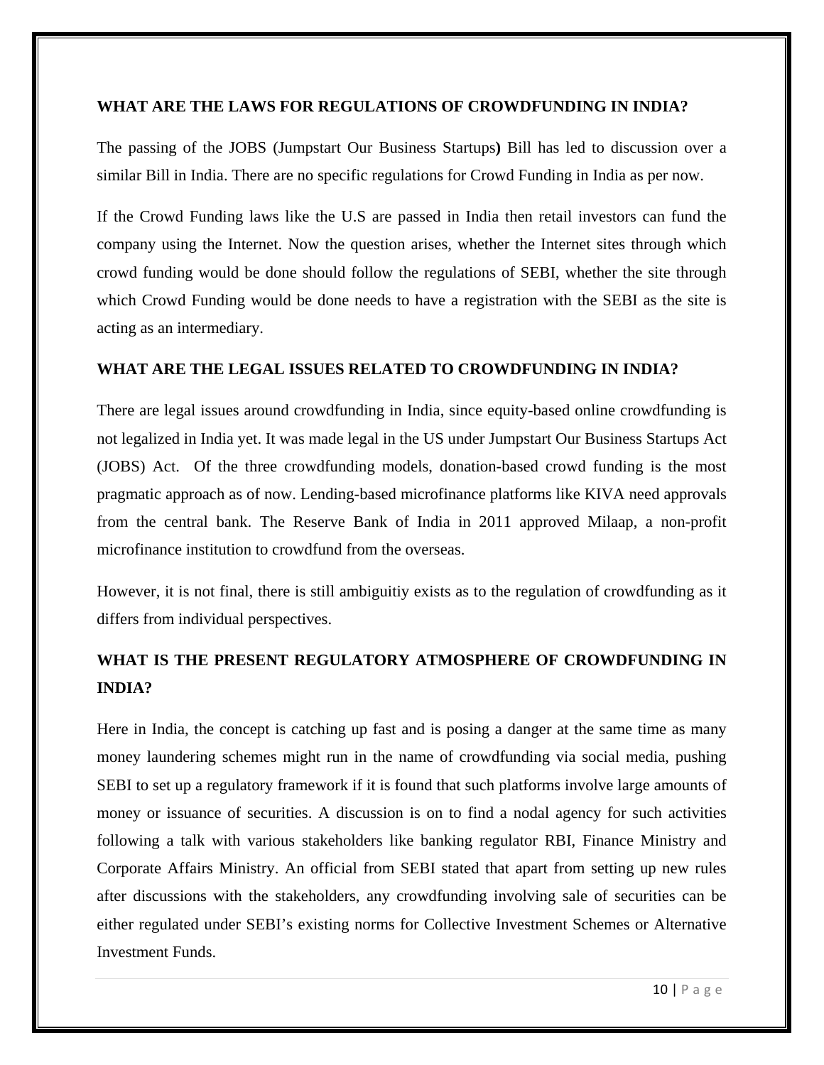**WHAT ARE THE LAWS FOR REGULATIONS OF CROWDFUNDING IN INDIA?**

The passing of the JOBS (Jumpstart Our Business Startups**)** Bill has led to discussion over a similar Bill in India. There are no specific regulations for Crowd Funding in India as per now.

If the Crowd Funding laws like the U.S are passed in India then retail investors can fund the company using the Internet. Now the question arises, whether the Internet sites through which crowd funding would be done should follow the regulations of SEBI, whether the site through which Crowd Funding would be done needs to have a registration with the SEBI as the site is acting as an intermediary.

**WHAT ARE THE LEGAL ISSUES RELATED TO CROWDFUNDING IN INDIA?**

There are legal issues around crowdfunding in India, since equity-based online crowdfunding is not legalized in India yet. It was made legal in the US under Jumpstart Our Business Startups Act (JOBS) Act. Of the three crowdfunding models, donation-based crowd funding is the most pragmatic approach as of now. Lending-based microfinance platforms like KIVA need approvals from the central bank. The Reserve Bank of India in 2011 approved Milaap, a non-profit microfinance institution to crowdfund from the overseas.

However, it is not final, there is still ambiguitiy exists as to the regulation of crowdfunding as it differs from individual perspectives.

**WHAT IS THE PRESENT REGULATORY ATMOSPHERE OF CROWDFUNDING IN INDIA?**

Here in India, the concept is catching up fast and is posing a danger at the same time as many money laundering schemes might run in the name of crowdfunding via social media, pushing SEBI to set up a regulatory framework if it is found that such platforms involve large amounts of money or issuance of securities. A discussion is on to find a nodal agency for such activities following a talk with various stakeholders like banking regulator RBI, Finance Ministry and Corporate Affairs Ministry. An official from SEBI stated that apart from setting up new rules after discussions with the stakeholders, any crowdfunding involving sale of securities can be either regulated under SEBI's existing norms for Collective Investment Schemes or Alternative Investment Funds.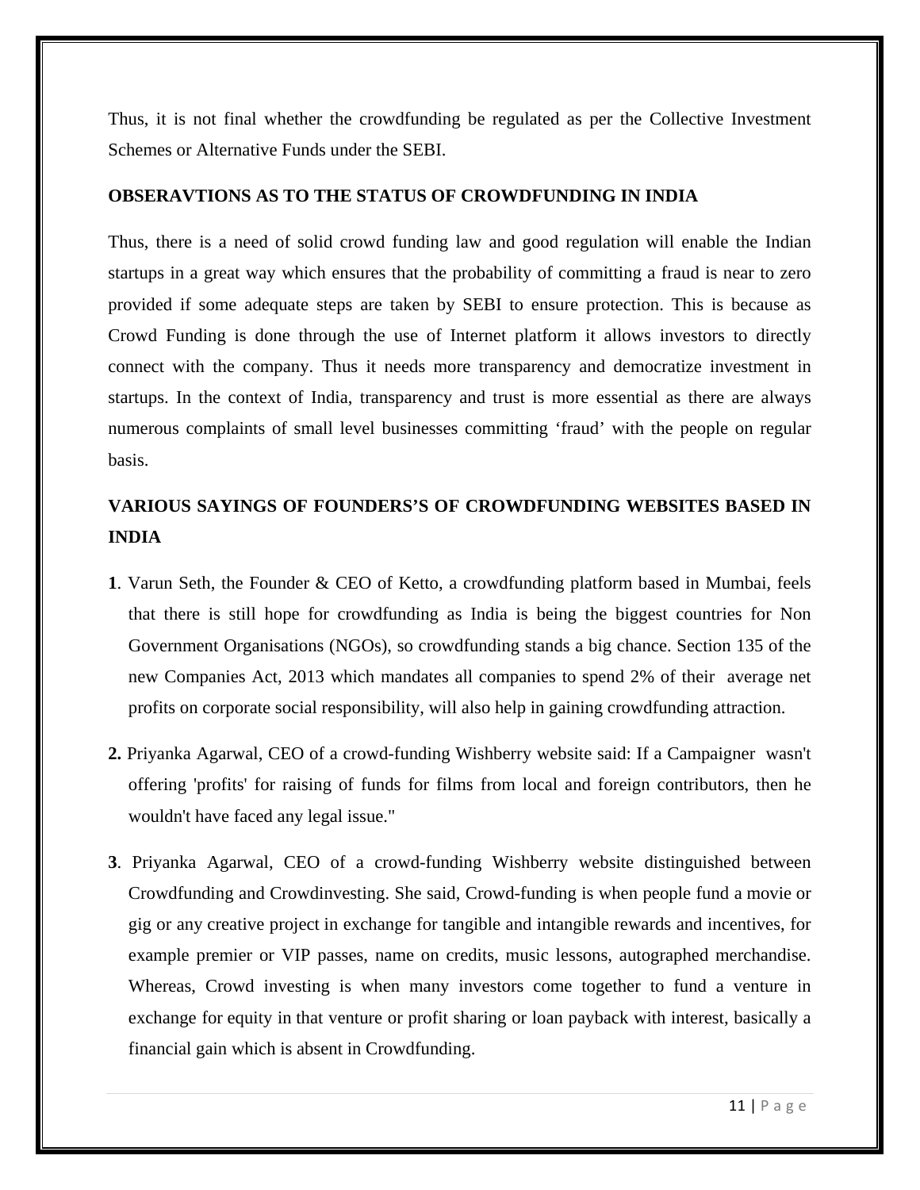Thus, it is not final whether the crowdfunding be regulated as per the Collective Investment Schemes or Alternative Funds under the SEBI.

**OBSERAVTIONS AS TO THE STATUS OF CROWDFUNDING IN INDIA**

Thus, there is a need of solid crowd funding law and good regulation will enable the Indian startups in a great way which ensures that the probability of committing a fraud is near to zero provided if some adequate steps are taken by SEBI to ensure protection. This is because as Crowd Funding is done through the use of Internet platform it allows investors to directly connect with the company. Thus it needs more transparency and democratize investment in startups. In the context of India, transparency and trust is more essential as there are always numerous complaints of small level businesses committing 'fraud' with the people on regular basis.

**VARIOUS SAYINGS OF FOUNDERS'S OF CROWDFUNDING WEBSITES BASED IN INDIA**

**1**. Varun Seth, the Founder & CEO of Ketto, a crowdfunding platform based in Mumbai, feels that there is still hope for crowdfunding as India is being the biggest countries for Non Government Organisations (NGOs), so crowdfunding stands a big chance. Section 135 of the new Companies Act, 2013 which mandates all companies to spend 2% of their average net profits on corporate social responsibility, will also help in gaining crowdfunding attraction.

**2.** Priyanka Agarwal, CEO of a crowd-funding Wishberry website said: If a Campaigner wasn't offering 'profits' for raising of funds for films from local and foreign contributors, then he wouldn't have faced any legal issue."

**3**. Priyanka Agarwal, CEO of a crowd-funding Wishberry website distinguished between Crowdfunding and Crowdinvesting. She said, Crowd-funding is when people fund a movie or gig or any creative project in exchange for tangible and intangible rewards and incentives, for example premier or VIP passes, name on credits, music lessons, autographed merchandise. Whereas, Crowd investing is when many investors come together to fund a venture in exchange for equity in that venture or profit sharing or loan payback with interest, basically a financial gain which is absent in Crowdfunding.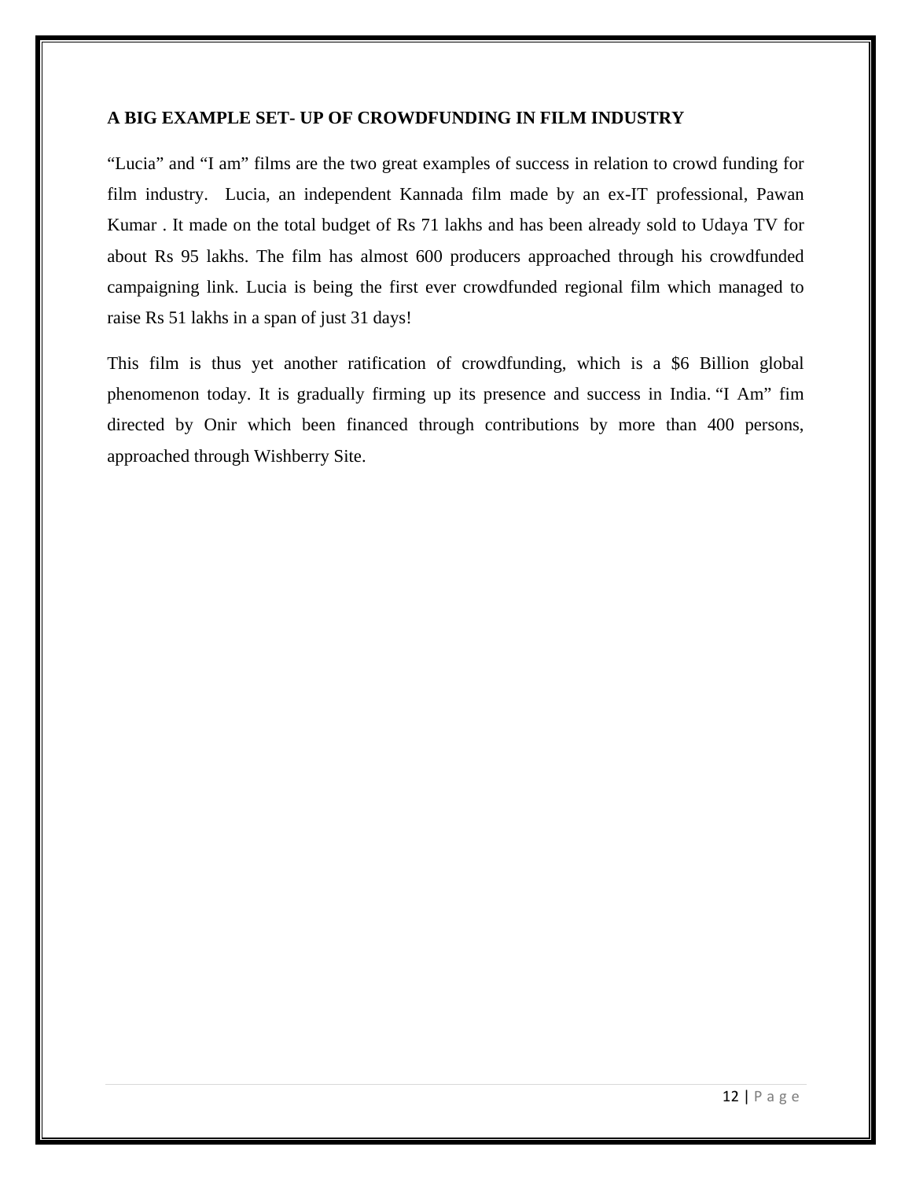**A BIG EXAMPLE SET- UP OF CROWDFUNDING IN FILM INDUSTRY**

"Lucia" and "I am" films are the two great examples of success in relation to crowd funding for film industry. Lucia, an independent Kannada film made by an ex-IT professional, Pawan Kumar . It made on the total budget of Rs 71 lakhs and has been already sold to Udaya TV for about Rs 95 lakhs. The film has almost 600 producers approached through his crowdfunded campaigning link. Lucia is being the first ever crowdfunded regional film which managed to raise Rs 51 lakhs in a span of just 31 days!

This film is thus yet another ratification of crowdfunding, which is a $6 Billion global phenomenon today. It is gradually firming up its presence and success in India. "I Am" fim directed by Onir which been financed through contributions by more than 400 persons, approached through Wishberry Site.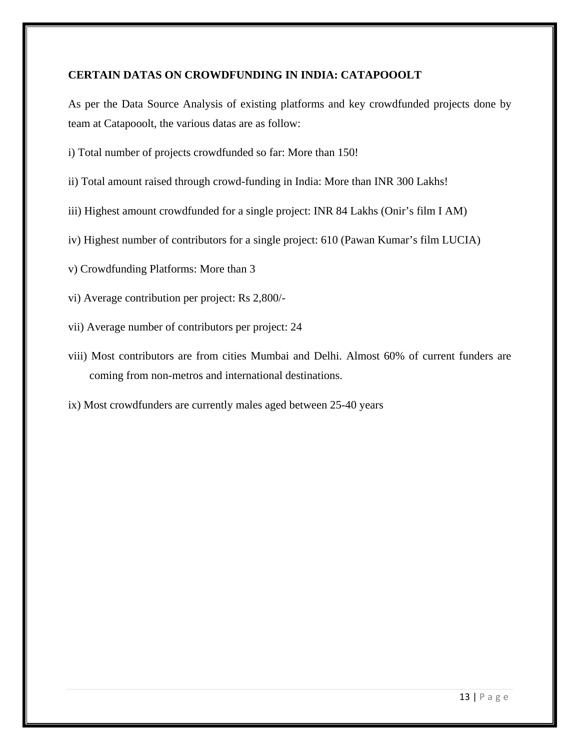**CERTAIN DATAS ON CROWDFUNDING IN INDIA: CATAPOOOLT**

As per the Data Source Analysis of existing platforms and key crowdfunded projects done by team at Catapooolt, the various datas are as follow:

i) Total number of projects crowdfunded so far: More than 150!

ii) Total amount raised through crowd-funding in India: More than INR 300 Lakhs!

iii) Highest amount crowdfunded for a single project: INR 84 Lakhs (Onir's film I AM)

iv) Highest number of contributors for a single project: 610 (Pawan Kumar's film LUCIA)

v) Crowdfunding Platforms: More than 3

vi) Average contribution per project: Rs 2,800/-

vii) Average number of contributors per project: 24

viii) Most contributors are from cities Mumbai and Delhi. Almost 60% of current funders are coming from non-metros and international destinations.

ix) Most crowdfunders are currently males aged between 25-40 years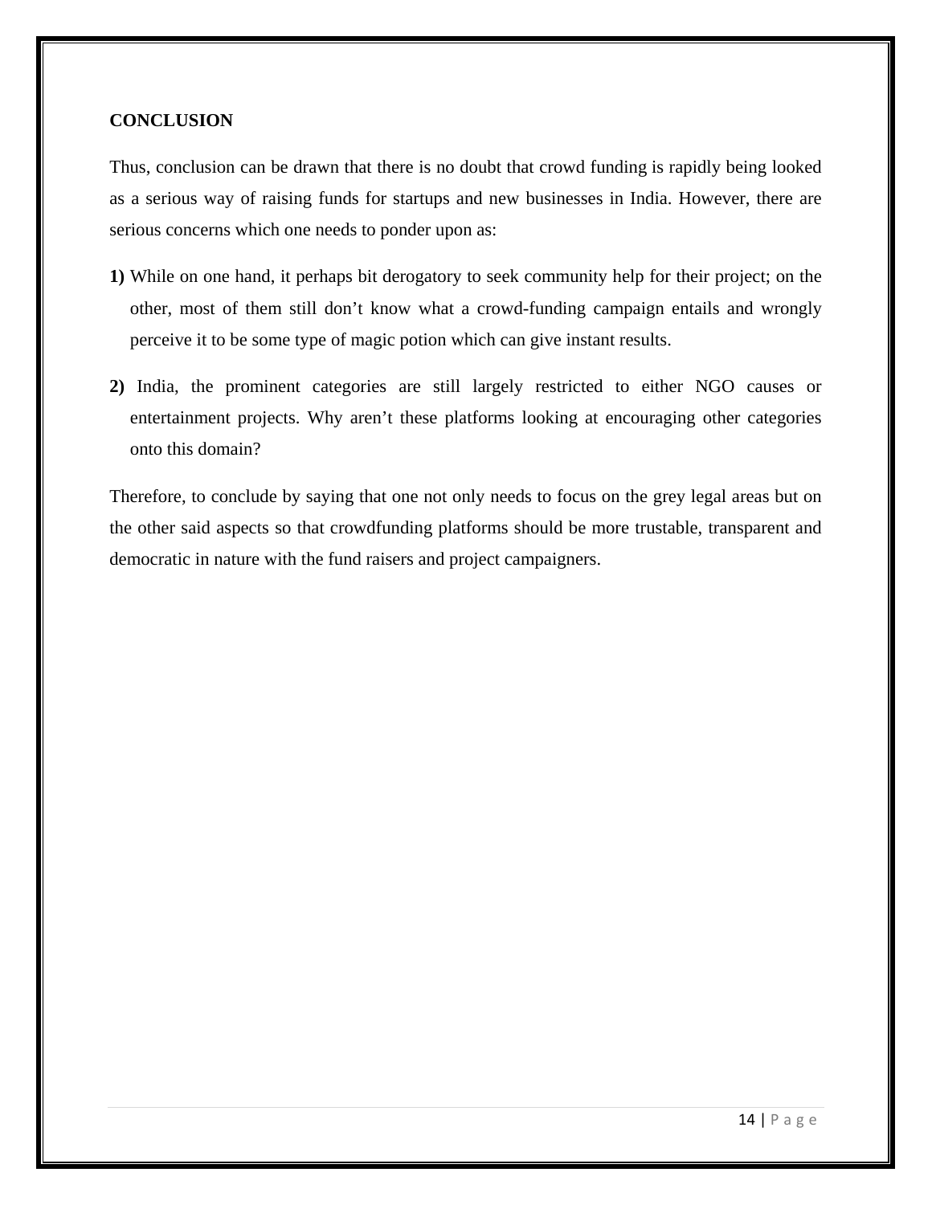## CONCLUSION

Thus, conclusion can be drawn that there is no doubt that crowd funding is rapidly being looked as a serious way of raising funds for startups and new businesses in India. However, there are serious concerns which one needs to ponder upon as:

**1)** While on one hand, it perhaps bit derogatory to seek community help for their project; on the other, most of them still don't know what a crowd-funding campaign entails and wrongly perceive it to be some type of magic potion which can give instant results.

**2)** India, the prominent categories are still largely restricted to either NGO causes or entertainment projects. Why aren't these platforms looking at encouraging other categories onto this domain?

Therefore, to conclude by saying that one not only needs to focus on the grey legal areas but on the other said aspects so that crowdfunding platforms should be more trustable, transparent and democratic in nature with the fund raisers and project campaigners.